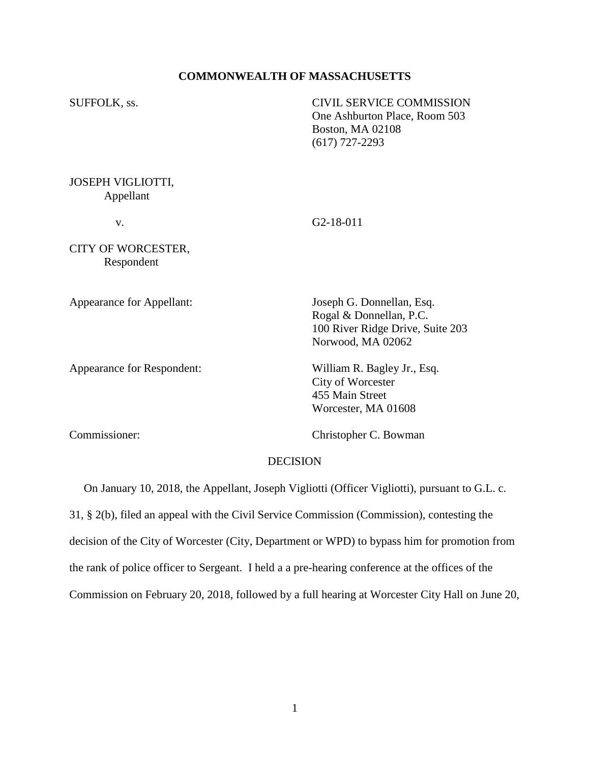**COMMONWEALTH OF MASSACHUSETTS**

SUFFOLK, ss.

CIVIL SERVICE COMMISSION
One Ashburton Place, Room 503
Boston, MA 02108
(617) 727-2293

JOSEPH VIGLIOTTI,
Appellant

v.

G2-18-011

CITY OF WORCESTER,
Respondent

Appearance for Appellant:

Joseph G. Donnellan, Esq.
Rogal & Donnellan, P.C.
100 River Ridge Drive, Suite 203
Norwood, MA 02062

Appearance for Respondent:

William R. Bagley Jr., Esq.
City of Worcester
455 Main Street
Worcester, MA 01608

Commissioner:

Christopher C. Bowman

DECISION

On January 10, 2018, the Appellant, Joseph Vigliotti (Officer Vigliotti), pursuant to G.L. c. 31, § 2(b), filed an appeal with the Civil Service Commission (Commission), contesting the decision of the City of Worcester (City, Department or WPD) to bypass him for promotion from the rank of police officer to Sergeant. I held a a pre-hearing conference at the offices of the Commission on February 20, 2018, followed by a full hearing at Worcester City Hall on June 20,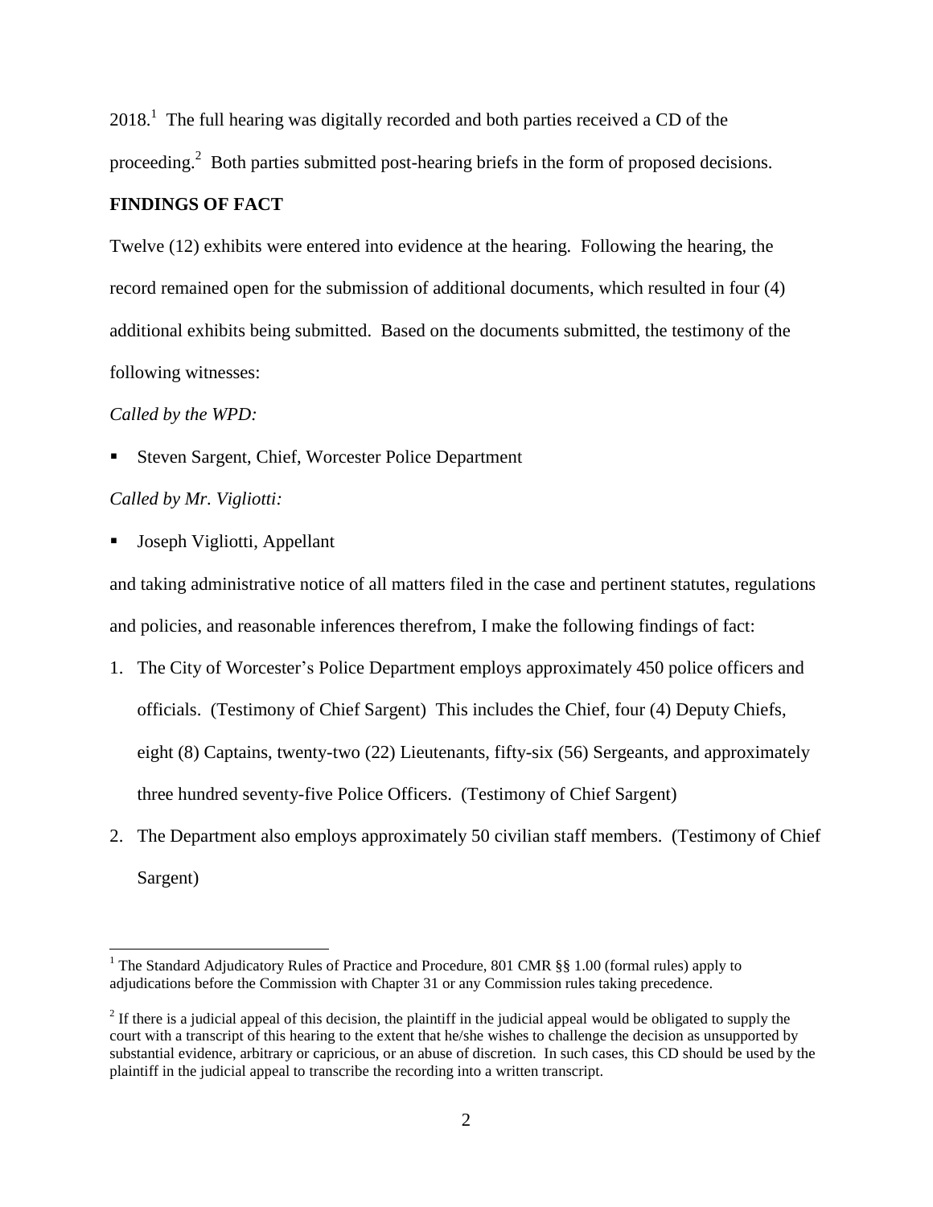2018.[1] The full hearing was digitally recorded and both parties received a CD of the proceeding.[2] Both parties submitted post-hearing briefs in the form of proposed decisions.

**FINDINGS OF FACT**

Twelve (12) exhibits were entered into evidence at the hearing. Following the hearing, the record remained open for the submission of additional documents, which resulted in four (4) additional exhibits being submitted. Based on the documents submitted, the testimony of the following witnesses:

*Called by the WPD:*

- Steven Sargent, Chief, Worcester Police Department

*Called by Mr. Vigliotti:*

- Joseph Vigliotti, Appellant

and taking administrative notice of all matters filed in the case and pertinent statutes, regulations and policies, and reasonable inferences therefrom, I make the following findings of fact:

1. The City of Worcester's Police Department employs approximately 450 police officers and officials. (Testimony of Chief Sargent) This includes the Chief, four (4) Deputy Chiefs, eight (8) Captains, twenty-two (22) Lieutenants, fifty-six (56) Sergeants, and approximately three hundred seventy-five Police Officers. (Testimony of Chief Sargent)
2. The Department also employs approximately 50 civilian staff members. (Testimony of Chief Sargent)

---

[1] The Standard Adjudicatory Rules of Practice and Procedure, 801 CMR §§ 1.00 (formal rules) apply to adjudications before the Commission with Chapter 31 or any Commission rules taking precedence.

[2] If there is a judicial appeal of this decision, the plaintiff in the judicial appeal would be obligated to supply the court with a transcript of this hearing to the extent that he/she wishes to challenge the decision as unsupported by substantial evidence, arbitrary or capricious, or an abuse of discretion. In such cases, this CD should be used by the plaintiff in the judicial appeal to transcribe the recording into a written transcript.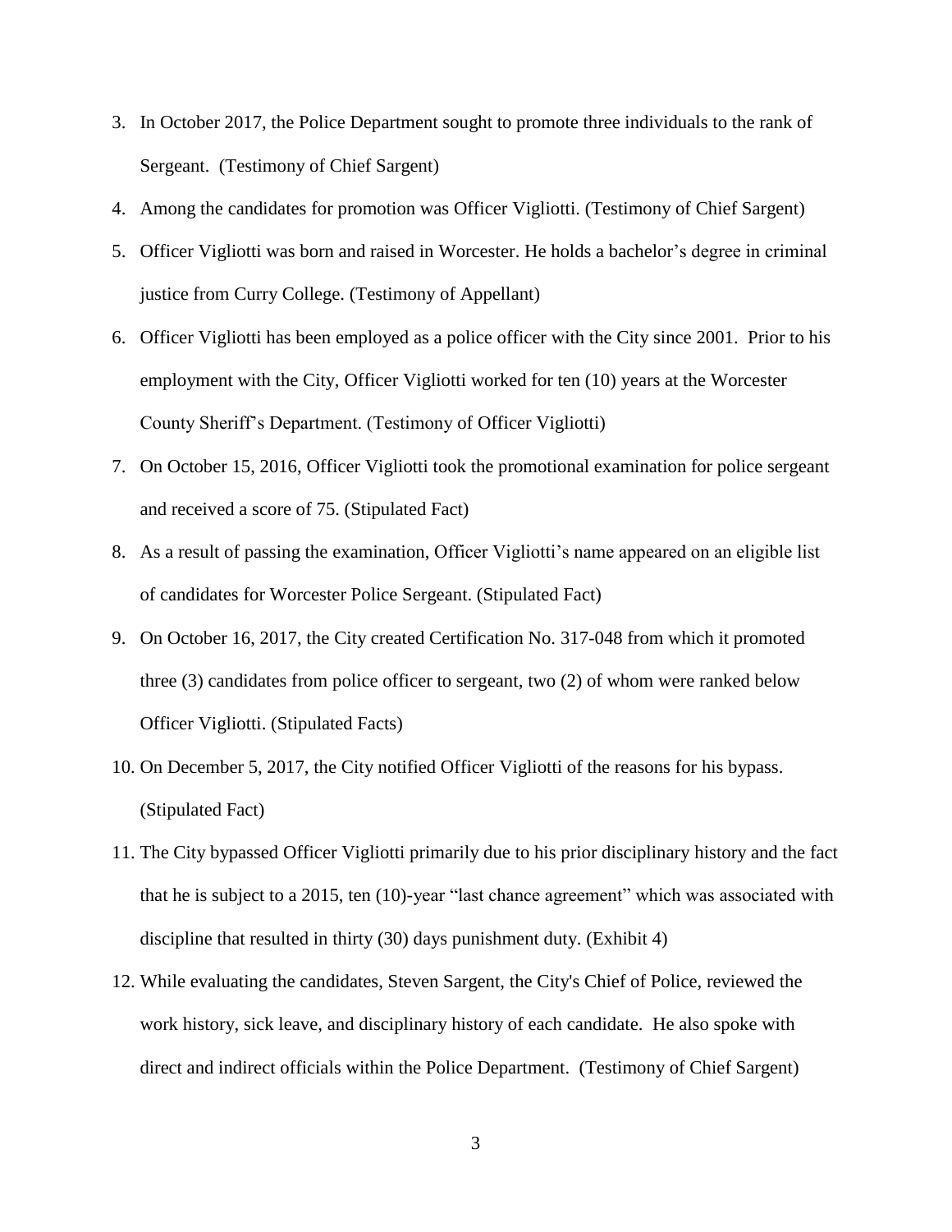3. In October 2017, the Police Department sought to promote three individuals to the rank of Sergeant. (Testimony of Chief Sargent)
4. Among the candidates for promotion was Officer Vigliotti. (Testimony of Chief Sargent)
5. Officer Vigliotti was born and raised in Worcester. He holds a bachelor's degree in criminal justice from Curry College. (Testimony of Appellant)
6. Officer Vigliotti has been employed as a police officer with the City since 2001. Prior to his employment with the City, Officer Vigliotti worked for ten (10) years at the Worcester County Sheriff's Department. (Testimony of Officer Vigliotti)
7. On October 15, 2016, Officer Vigliotti took the promotional examination for police sergeant and received a score of 75. (Stipulated Fact)
8. As a result of passing the examination, Officer Vigliotti's name appeared on an eligible list of candidates for Worcester Police Sergeant. (Stipulated Fact)
9. On October 16, 2017, the City created Certification No. 317-048 from which it promoted three (3) candidates from police officer to sergeant, two (2) of whom were ranked below Officer Vigliotti. (Stipulated Facts)
10. On December 5, 2017, the City notified Officer Vigliotti of the reasons for his bypass. (Stipulated Fact)
11. The City bypassed Officer Vigliotti primarily due to his prior disciplinary history and the fact that he is subject to a 2015, ten (10)-year "last chance agreement" which was associated with discipline that resulted in thirty (30) days punishment duty. (Exhibit 4)
12. While evaluating the candidates, Steven Sargent, the City's Chief of Police, reviewed the work history, sick leave, and disciplinary history of each candidate. He also spoke with direct and indirect officials within the Police Department. (Testimony of Chief Sargent)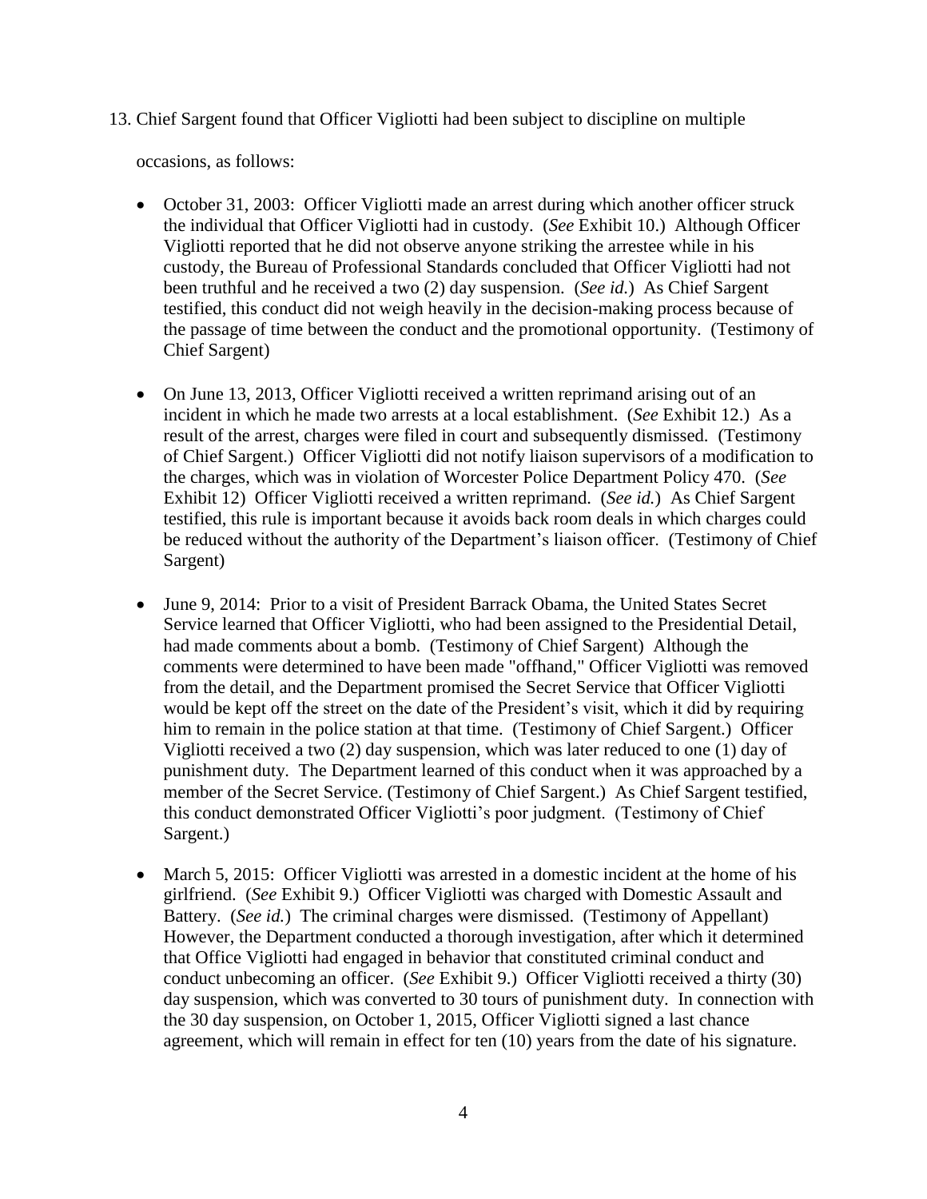13. Chief Sargent found that Officer Vigliotti had been subject to discipline on multiple occasions, as follows:

- October 31, 2003: Officer Vigliotti made an arrest during which another officer struck the individual that Officer Vigliotti had in custody. (*See* Exhibit 10.) Although Officer Vigliotti reported that he did not observe anyone striking the arrestee while in his custody, the Bureau of Professional Standards concluded that Officer Vigliotti had not been truthful and he received a two (2) day suspension. (*See id.*) As Chief Sargent testified, this conduct did not weigh heavily in the decision-making process because of the passage of time between the conduct and the promotional opportunity. (Testimony of Chief Sargent)

- On June 13, 2013, Officer Vigliotti received a written reprimand arising out of an incident in which he made two arrests at a local establishment. (*See* Exhibit 12.) As a result of the arrest, charges were filed in court and subsequently dismissed. (Testimony of Chief Sargent.) Officer Vigliotti did not notify liaison supervisors of a modification to the charges, which was in violation of Worcester Police Department Policy 470. (*See* Exhibit 12) Officer Vigliotti received a written reprimand. (*See id.*) As Chief Sargent testified, this rule is important because it avoids back room deals in which charges could be reduced without the authority of the Department's liaison officer. (Testimony of Chief Sargent)

- June 9, 2014: Prior to a visit of President Barrack Obama, the United States Secret Service learned that Officer Vigliotti, who had been assigned to the Presidential Detail, had made comments about a bomb. (Testimony of Chief Sargent) Although the comments were determined to have been made "offhand," Officer Vigliotti was removed from the detail, and the Department promised the Secret Service that Officer Vigliotti would be kept off the street on the date of the President's visit, which it did by requiring him to remain in the police station at that time. (Testimony of Chief Sargent.) Officer Vigliotti received a two (2) day suspension, which was later reduced to one (1) day of punishment duty. The Department learned of this conduct when it was approached by a member of the Secret Service. (Testimony of Chief Sargent.) As Chief Sargent testified, this conduct demonstrated Officer Vigliotti's poor judgment. (Testimony of Chief Sargent.)

- March 5, 2015: Officer Vigliotti was arrested in a domestic incident at the home of his girlfriend. (*See* Exhibit 9.) Officer Vigliotti was charged with Domestic Assault and Battery. (*See id.*) The criminal charges were dismissed. (Testimony of Appellant) However, the Department conducted a thorough investigation, after which it determined that Office Vigliotti had engaged in behavior that constituted criminal conduct and conduct unbecoming an officer. (*See* Exhibit 9.) Officer Vigliotti received a thirty (30) day suspension, which was converted to 30 tours of punishment duty. In connection with the 30 day suspension, on October 1, 2015, Officer Vigliotti signed a last chance agreement, which will remain in effect for ten (10) years from the date of his signature.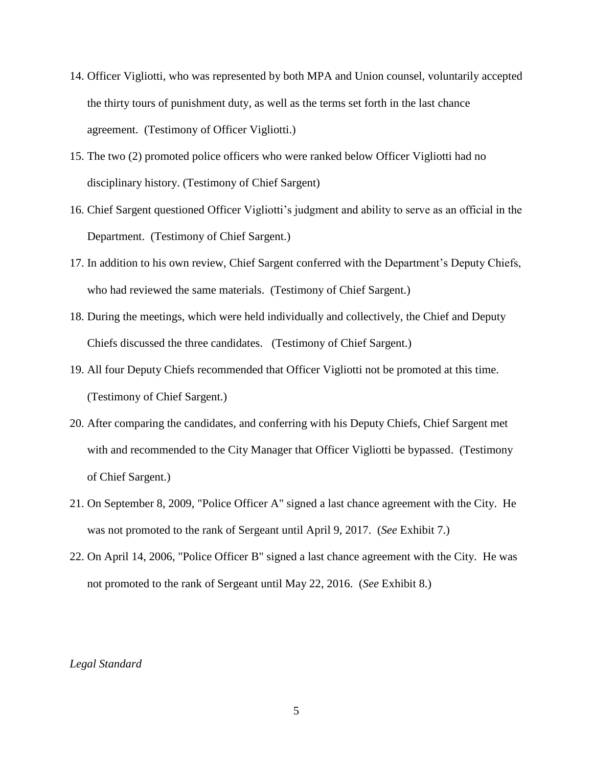14. Officer Vigliotti, who was represented by both MPA and Union counsel, voluntarily accepted the thirty tours of punishment duty, as well as the terms set forth in the last chance agreement. (Testimony of Officer Vigliotti.)
15. The two (2) promoted police officers who were ranked below Officer Vigliotti had no disciplinary history. (Testimony of Chief Sargent)
16. Chief Sargent questioned Officer Vigliotti's judgment and ability to serve as an official in the Department. (Testimony of Chief Sargent.)
17. In addition to his own review, Chief Sargent conferred with the Department's Deputy Chiefs, who had reviewed the same materials. (Testimony of Chief Sargent.)
18. During the meetings, which were held individually and collectively, the Chief and Deputy Chiefs discussed the three candidates. (Testimony of Chief Sargent.)
19. All four Deputy Chiefs recommended that Officer Vigliotti not be promoted at this time. (Testimony of Chief Sargent.)
20. After comparing the candidates, and conferring with his Deputy Chiefs, Chief Sargent met with and recommended to the City Manager that Officer Vigliotti be bypassed. (Testimony of Chief Sargent.)
21. On September 8, 2009, "Police Officer A" signed a last chance agreement with the City. He was not promoted to the rank of Sergeant until April 9, 2017. (*See* Exhibit 7.)
22. On April 14, 2006, "Police Officer B" signed a last chance agreement with the City. He was not promoted to the rank of Sergeant until May 22, 2016. (*See* Exhibit 8.)

*Legal Standard*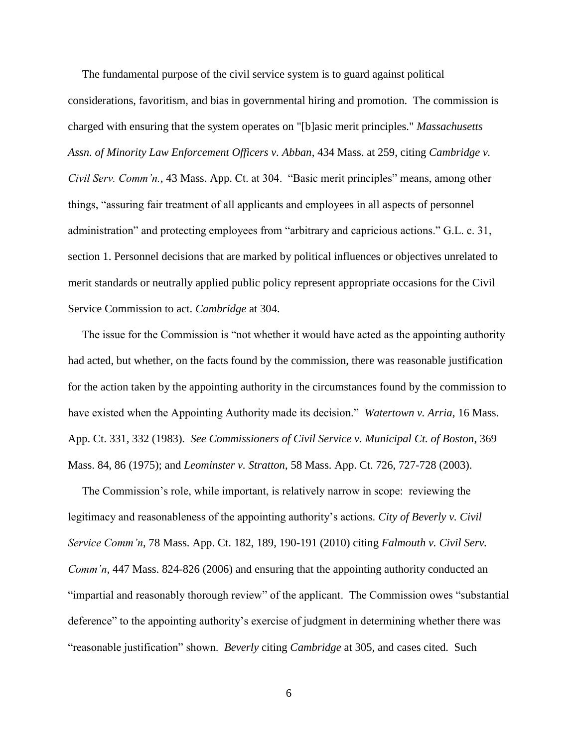The fundamental purpose of the civil service system is to guard against political considerations, favoritism, and bias in governmental hiring and promotion. The commission is charged with ensuring that the system operates on "[b]asic merit principles." *Massachusetts Assn. of Minority Law Enforcement Officers v. Abban*, 434 Mass. at 259, citing *Cambridge v. Civil Serv. Comm'n.*, 43 Mass. App. Ct. at 304. "Basic merit principles" means, among other things, "assuring fair treatment of all applicants and employees in all aspects of personnel administration" and protecting employees from "arbitrary and capricious actions." G.L. c. 31, section 1. Personnel decisions that are marked by political influences or objectives unrelated to merit standards or neutrally applied public policy represent appropriate occasions for the Civil Service Commission to act. *Cambridge* at 304.

The issue for the Commission is "not whether it would have acted as the appointing authority had acted, but whether, on the facts found by the commission, there was reasonable justification for the action taken by the appointing authority in the circumstances found by the commission to have existed when the Appointing Authority made its decision." *Watertown v. Arria*, 16 Mass. App. Ct. 331, 332 (1983). *See Commissioners of Civil Service v. Municipal Ct. of Boston*, 369 Mass. 84, 86 (1975); and *Leominster v. Stratton*, 58 Mass. App. Ct. 726, 727-728 (2003).

The Commission's role, while important, is relatively narrow in scope: reviewing the legitimacy and reasonableness of the appointing authority's actions. *City of Beverly v. Civil Service Comm'n*, 78 Mass. App. Ct. 182, 189, 190-191 (2010) citing *Falmouth v. Civil Serv. Comm'n*, 447 Mass. 824-826 (2006) and ensuring that the appointing authority conducted an "impartial and reasonably thorough review" of the applicant. The Commission owes "substantial deference" to the appointing authority's exercise of judgment in determining whether there was "reasonable justification" shown. *Beverly* citing *Cambridge* at 305, and cases cited. Such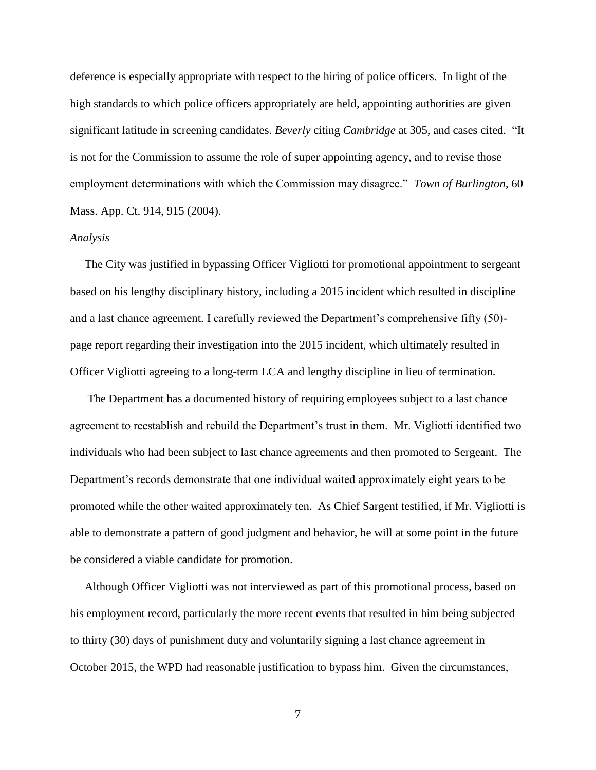deference is especially appropriate with respect to the hiring of police officers. In light of the high standards to which police officers appropriately are held, appointing authorities are given significant latitude in screening candidates. *Beverly* citing *Cambridge* at 305, and cases cited. "It is not for the Commission to assume the role of super appointing agency, and to revise those employment determinations with which the Commission may disagree." *Town of Burlington*, 60 Mass. App. Ct. 914, 915 (2004).

*Analysis*

The City was justified in bypassing Officer Vigliotti for promotional appointment to sergeant based on his lengthy disciplinary history, including a 2015 incident which resulted in discipline and a last chance agreement. I carefully reviewed the Department's comprehensive fifty (50)-page report regarding their investigation into the 2015 incident, which ultimately resulted in Officer Vigliotti agreeing to a long-term LCA and lengthy discipline in lieu of termination.

The Department has a documented history of requiring employees subject to a last chance agreement to reestablish and rebuild the Department's trust in them. Mr. Vigliotti identified two individuals who had been subject to last chance agreements and then promoted to Sergeant. The Department's records demonstrate that one individual waited approximately eight years to be promoted while the other waited approximately ten. As Chief Sargent testified, if Mr. Vigliotti is able to demonstrate a pattern of good judgment and behavior, he will at some point in the future be considered a viable candidate for promotion.

Although Officer Vigliotti was not interviewed as part of this promotional process, based on his employment record, particularly the more recent events that resulted in him being subjected to thirty (30) days of punishment duty and voluntarily signing a last chance agreement in October 2015, the WPD had reasonable justification to bypass him. Given the circumstances,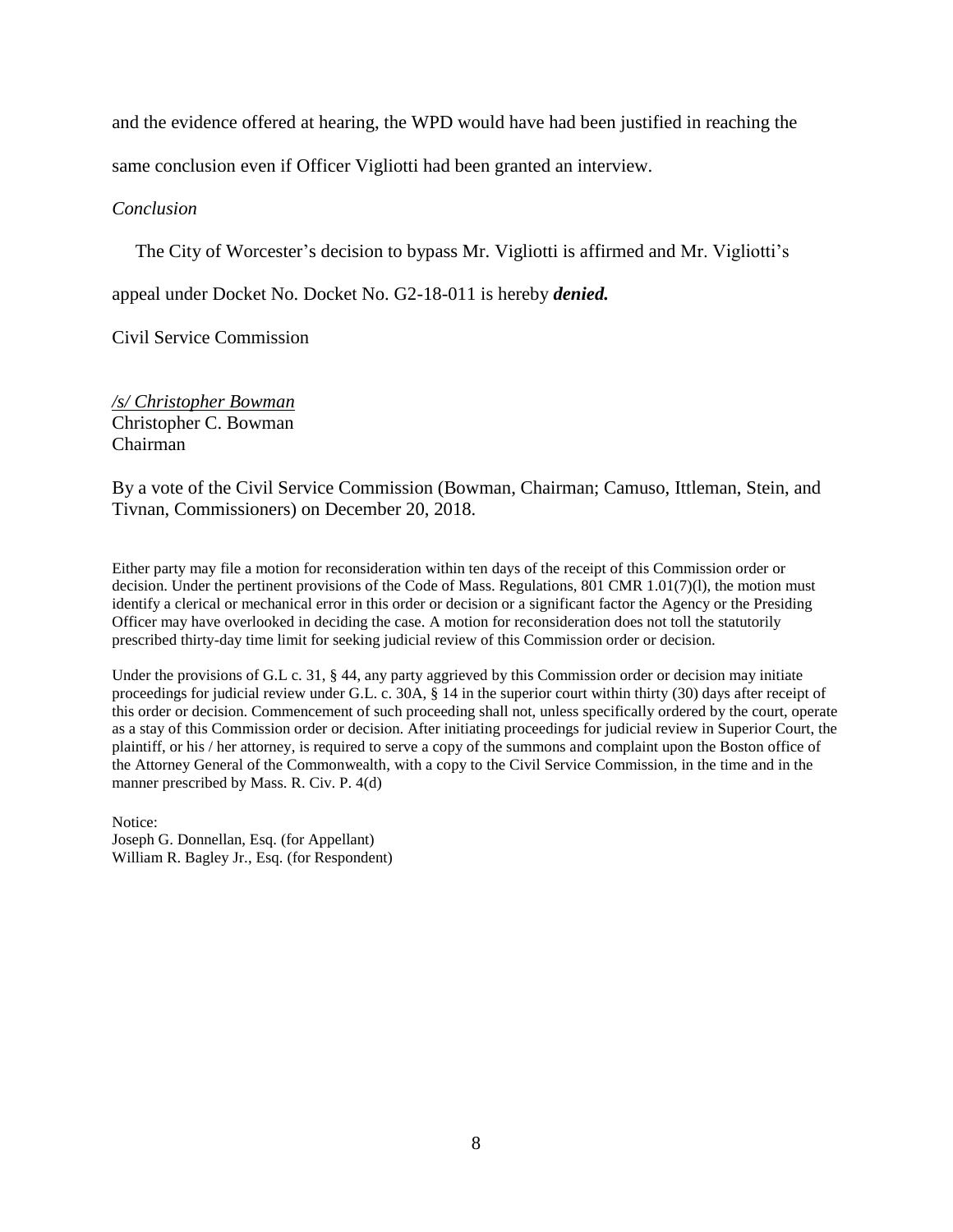and the evidence offered at hearing, the WPD would have had been justified in reaching the same conclusion even if Officer Vigliotti had been granted an interview.

*Conclusion*

The City of Worcester's decision to bypass Mr. Vigliotti is affirmed and Mr. Vigliotti's appeal under Docket No. Docket No. G2-18-011 is hereby ***denied.***

Civil Service Commission

*/s/ Christopher Bowman*
Christopher C. Bowman
Chairman

By a vote of the Civil Service Commission (Bowman, Chairman; Camuso, Ittleman, Stein, and Tivnan, Commissioners) on December 20, 2018.

Either party may file a motion for reconsideration within ten days of the receipt of this Commission order or decision. Under the pertinent provisions of the Code of Mass. Regulations, 801 CMR 1.01(7)(l), the motion must identify a clerical or mechanical error in this order or decision or a significant factor the Agency or the Presiding Officer may have overlooked in deciding the case. A motion for reconsideration does not toll the statutorily prescribed thirty-day time limit for seeking judicial review of this Commission order or decision.

Under the provisions of G.L c. 31, § 44, any party aggrieved by this Commission order or decision may initiate proceedings for judicial review under G.L. c. 30A, § 14 in the superior court within thirty (30) days after receipt of this order or decision. Commencement of such proceeding shall not, unless specifically ordered by the court, operate as a stay of this Commission order or decision. After initiating proceedings for judicial review in Superior Court, the plaintiff, or his / her attorney, is required to serve a copy of the summons and complaint upon the Boston office of the Attorney General of the Commonwealth, with a copy to the Civil Service Commission, in the time and in the manner prescribed by Mass. R. Civ. P. 4(d)

Notice:
Joseph G. Donnellan, Esq. (for Appellant)
William R. Bagley Jr., Esq. (for Respondent)